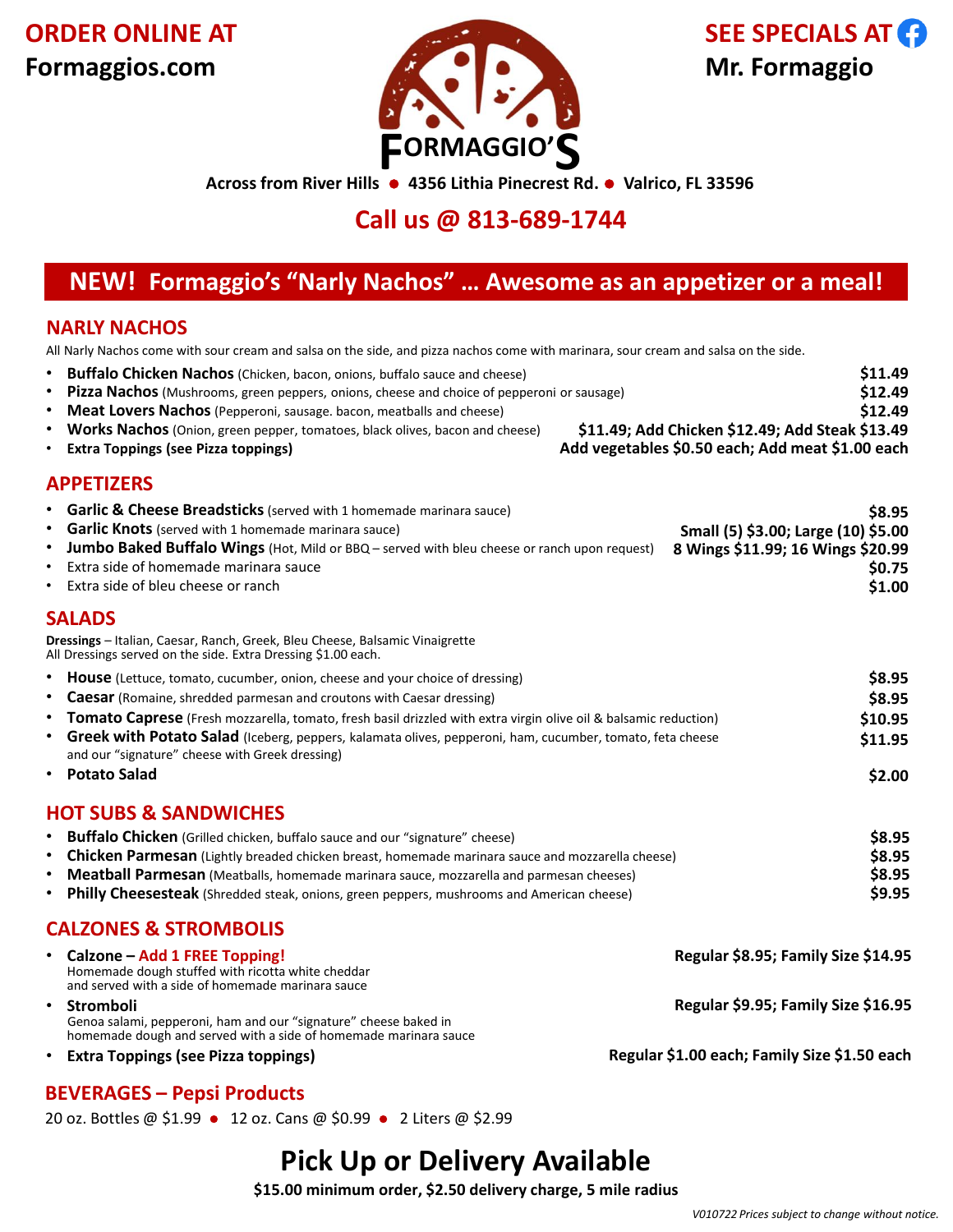**ORDER ONLINE AT**
**Formaggios.com**

# FORMAGGIO'S

**SEE SPECIALS AT**
**Mr. Formaggio**

**Across from River Hills • 4356 Lithia Pinecrest Rd. • Valrico, FL 33596**

**Call us @ 813-689-1744**

## NEW! Formaggio's "Narly Nachos" … Awesome as an appetizer or a meal!

## NARLY NACHOS

All Narly Nachos come with sour cream and salsa on the side, and pizza nachos come with marinara, sour cream and salsa on the side.

- **Buffalo Chicken Nachos** (Chicken, bacon, onions, buffalo sauce and cheese) **$11.49**
- **Pizza Nachos** (Mushrooms, green peppers, onions, cheese and choice of pepperoni or sausage) **$12.49**
- **Meat Lovers Nachos** (Pepperoni, sausage. bacon, meatballs and cheese) **$12.49**
- **Works Nachos** (Onion, green pepper, tomatoes, black olives, bacon and cheese) **$11.49; Add Chicken $12.49; Add Steak $13.49**
- **Extra Toppings (see Pizza toppings)** **Add vegetables $0.50 each; Add meat $1.00 each**

## APPETIZERS

- **Garlic & Cheese Breadsticks** (served with 1 homemade marinara sauce) **$8.95**
- **Garlic Knots** (served with 1 homemade marinara sauce) **Small (5) $3.00; Large (10) $5.00**
- **Jumbo Baked Buffalo Wings** (Hot, Mild or BBQ – served with bleu cheese or ranch upon request) **8 Wings $11.99; 16 Wings $20.99**
- Extra side of homemade marinara sauce **$0.75**
- Extra side of bleu cheese or ranch **$1.00**

## SALADS

**Dressings** – Italian, Caesar, Ranch, Greek, Bleu Cheese, Balsamic Vinaigrette
All Dressings served on the side. Extra Dressing $1.00 each.

- **House** (Lettuce, tomato, cucumber, onion, cheese and your choice of dressing) **$8.95**
- **Caesar** (Romaine, shredded parmesan and croutons with Caesar dressing) **$8.95**
- **Tomato Caprese** (Fresh mozzarella, tomato, fresh basil drizzled with extra virgin olive oil & balsamic reduction) **$10.95**
- **Greek with Potato Salad** (Iceberg, peppers, kalamata olives, pepperoni, ham, cucumber, tomato, feta cheese and our "signature" cheese with Greek dressing) **$11.95**
- **Potato Salad** **$2.00**

## HOT SUBS & SANDWICHES

- **Buffalo Chicken** (Grilled chicken, buffalo sauce and our "signature" cheese) **$8.95**
- **Chicken Parmesan** (Lightly breaded chicken breast, homemade marinara sauce and mozzarella cheese) **$8.95**
- **Meatball Parmesan** (Meatballs, homemade marinara sauce, mozzarella and parmesan cheeses) **$8.95**
- **Philly Cheesesteak** (Shredded steak, onions, green peppers, mushrooms and American cheese) **$9.95**

## CALZONES & STROMBOLIS

- **Calzone – Add 1 FREE Topping!** **Regular $8.95; Family Size $14.95**
  Homemade dough stuffed with ricotta white cheddar and served with a side of homemade marinara sauce
- **Stromboli** **Regular $9.95; Family Size $16.95**
  Genoa salami, pepperoni, ham and our "signature" cheese baked in homemade dough and served with a side of homemade marinara sauce
- **Extra Toppings (see Pizza toppings)** **Regular $1.00 each; Family Size $1.50 each**

## BEVERAGES – Pepsi Products

20 oz. Bottles @ $1.99 • 12 oz. Cans @ $0.99 • 2 Liters @ $2.99

## Pick Up or Delivery Available

**$15.00 minimum order, $2.50 delivery charge, 5 mile radius**

*V010722 Prices subject to change without notice.*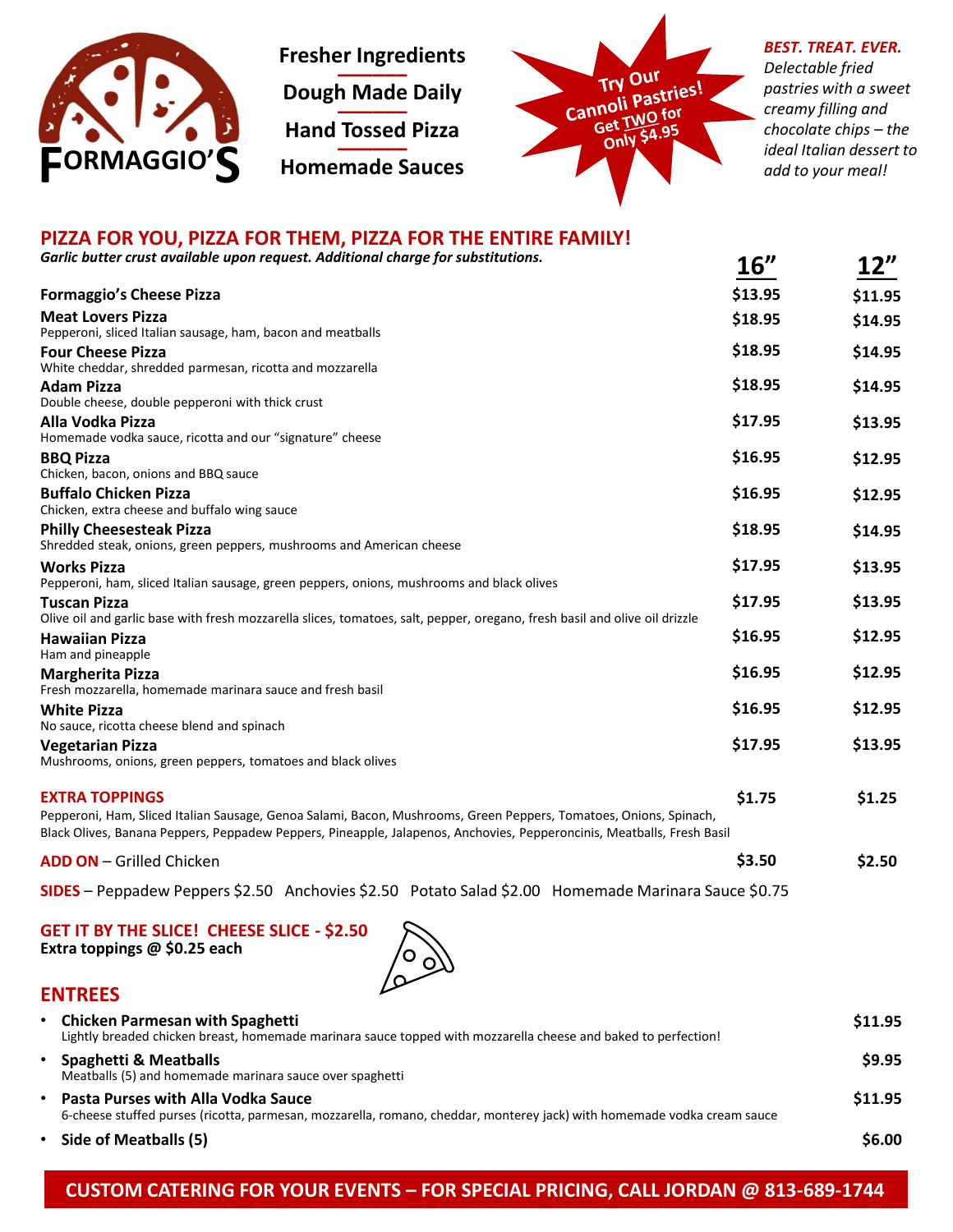# FORMAGGIO'S

**Fresher Ingredients**

**Dough Made Daily**

**Hand Tossed Pizza**

**Homemade Sauces**

**Try Our Cannoli Pastries! Get TWO for Only $4.95**

***BEST. TREAT. EVER.***
*Delectable fried pastries with a sweet creamy filling and chocolate chips – the ideal Italian dessert to add to your meal!*

## PIZZA FOR YOU, PIZZA FOR THEM, PIZZA FOR THE ENTIRE FAMILY!

***Garlic butter crust available upon request. Additional charge for substitutions.***

| | 16" | 12" |
|---|---|---|
| **Formaggio's Cheese Pizza** | $13.95 | $11.95 |
| **Meat Lovers Pizza**<br>Pepperoni, sliced Italian sausage, ham, bacon and meatballs | $18.95 | $14.95 |
| **Four Cheese Pizza**<br>White cheddar, shredded parmesan, ricotta and mozzarella | $18.95 | $14.95 |
| **Adam Pizza**<br>Double cheese, double pepperoni with thick crust | $18.95 | $14.95 |
| **Alla Vodka Pizza**<br>Homemade vodka sauce, ricotta and our "signature" cheese | $17.95 | $13.95 |
| **BBQ Pizza**<br>Chicken, bacon, onions and BBQ sauce | $16.95 | $12.95 |
| **Buffalo Chicken Pizza**<br>Chicken, extra cheese and buffalo wing sauce | $16.95 | $12.95 |
| **Philly Cheesesteak Pizza**<br>Shredded steak, onions, green peppers, mushrooms and American cheese | $18.95 | $14.95 |
| **Works Pizza**<br>Pepperoni, ham, sliced Italian sausage, green peppers, onions, mushrooms and black olives | $17.95 | $13.95 |
| **Tuscan Pizza**<br>Olive oil and garlic base with fresh mozzarella slices, tomatoes, salt, pepper, oregano, fresh basil and olive oil drizzle | $17.95 | $13.95 |
| **Hawaiian Pizza**<br>Ham and pineapple | $16.95 | $12.95 |
| **Margherita Pizza**<br>Fresh mozzarella, homemade marinara sauce and fresh basil | $16.95 | $12.95 |
| **White Pizza**<br>No sauce, ricotta cheese blend and spinach | $16.95 | $12.95 |
| **Vegetarian Pizza**<br>Mushrooms, onions, green peppers, tomatoes and black olives | $17.95 | $13.95 |
| **EXTRA TOPPINGS**<br>Pepperoni, Ham, Sliced Italian Sausage, Genoa Salami, Bacon, Mushrooms, Green Peppers, Tomatoes, Onions, Spinach, Black Olives, Banana Peppers, Peppadew Peppers, Pineapple, Jalapenos, Anchovies, Pepperoncinis, Meatballs, Fresh Basil | $1.75 | $1.25 |
| **ADD ON** – Grilled Chicken | $3.50 | $2.50 |

**SIDES** – Peppadew Peppers $2.50 Anchovies $2.50 Potato Salad $2.00 Homemade Marinara Sauce $0.75

**GET IT BY THE SLICE! CHEESE SLICE - $2.50**
**Extra toppings @ $0.25 each**

## ENTREES

- **Chicken Parmesan with Spaghetti** — $11.95
  Lightly breaded chicken breast, homemade marinara sauce topped with mozzarella cheese and baked to perfection!
- **Spaghetti & Meatballs** — $9.95
  Meatballs (5) and homemade marinara sauce over spaghetti
- **Pasta Purses with Alla Vodka Sauce** — $11.95
  6-cheese stuffed purses (ricotta, parmesan, mozzarella, romano, cheddar, monterey jack) with homemade vodka cream sauce
- **Side of Meatballs (5)** — $6.00

**CUSTOM CATERING FOR YOUR EVENTS – FOR SPECIAL PRICING, CALL JORDAN @ 813-689-1744**